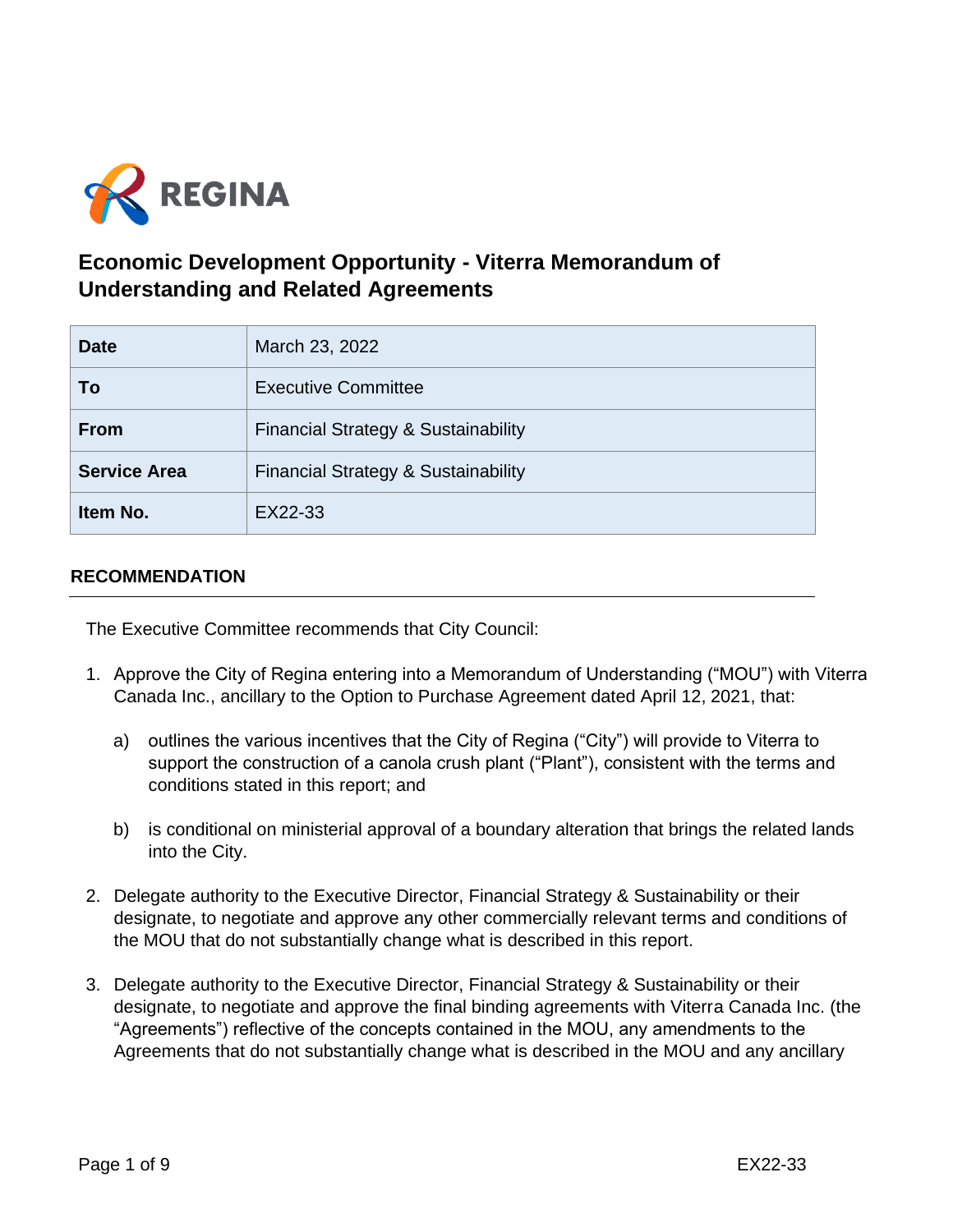REGINA

# Economic Development Opportunity - Viterra Memorandum of Understanding and Related Agreements

| Date | March 23, 2022 |
| --- | --- |
| To | Executive Committee |
| From | Financial Strategy & Sustainability |
| Service Area | Financial Strategy & Sustainability |
| Item No. | EX22-33 |

## RECOMMENDATION

The Executive Committee recommends that City Council:

1. Approve the City of Regina entering into a Memorandum of Understanding ("MOU") with Viterra Canada Inc., ancillary to the Option to Purchase Agreement dated April 12, 2021, that:

   a) outlines the various incentives that the City of Regina ("City") will provide to Viterra to support the construction of a canola crush plant ("Plant"), consistent with the terms and conditions stated in this report; and

   b) is conditional on ministerial approval of a boundary alteration that brings the related lands into the City.

2. Delegate authority to the Executive Director, Financial Strategy & Sustainability or their designate, to negotiate and approve any other commercially relevant terms and conditions of the MOU that do not substantially change what is described in this report.

3. Delegate authority to the Executive Director, Financial Strategy & Sustainability or their designate, to negotiate and approve the final binding agreements with Viterra Canada Inc. (the "Agreements") reflective of the concepts contained in the MOU, any amendments to the Agreements that do not substantially change what is described in the MOU and any ancillary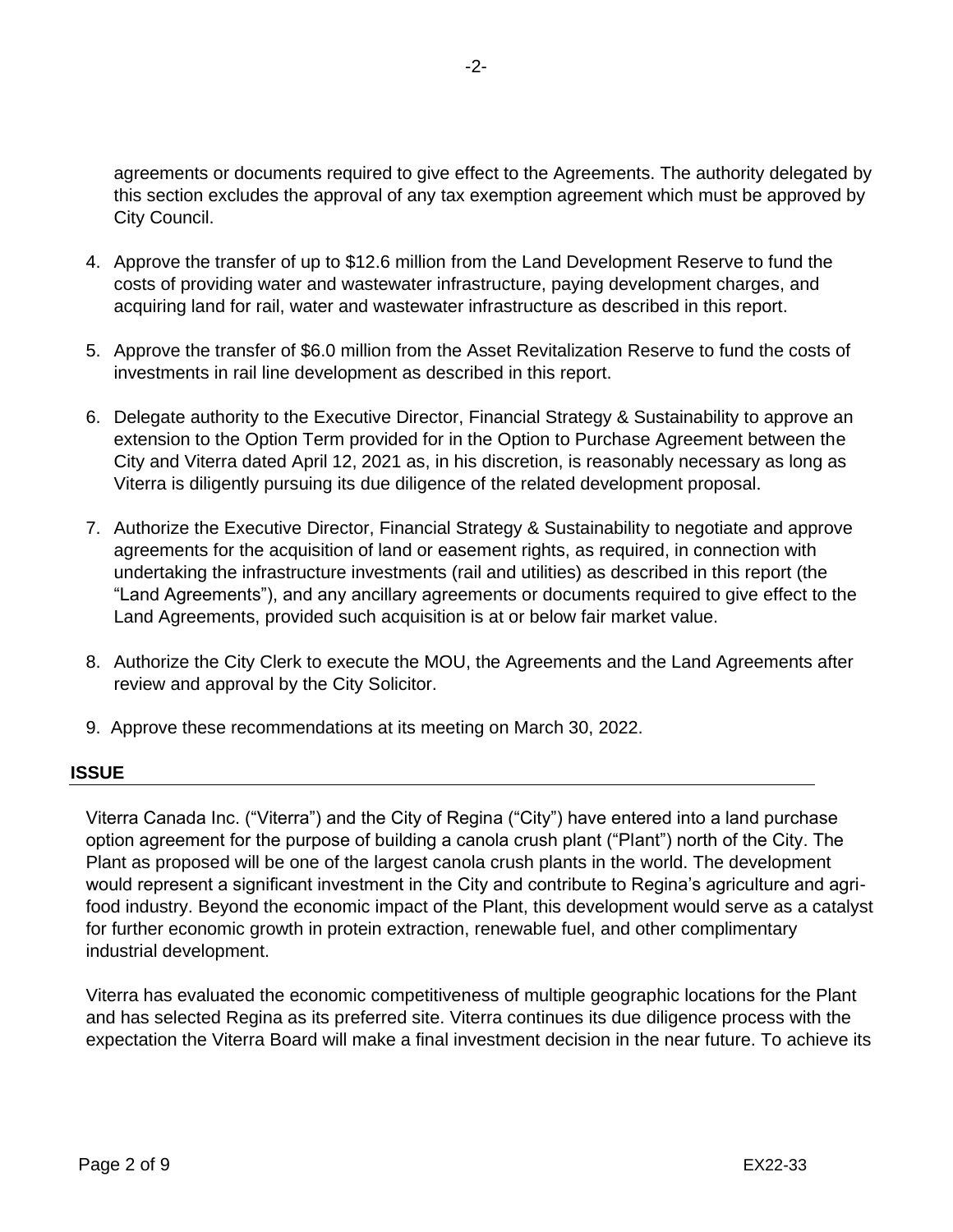agreements or documents required to give effect to the Agreements. The authority delegated by this section excludes the approval of any tax exemption agreement which must be approved by City Council.

4. Approve the transfer of up to $12.6 million from the Land Development Reserve to fund the costs of providing water and wastewater infrastructure, paying development charges, and acquiring land for rail, water and wastewater infrastructure as described in this report.

5. Approve the transfer of $6.0 million from the Asset Revitalization Reserve to fund the costs of investments in rail line development as described in this report.

6. Delegate authority to the Executive Director, Financial Strategy & Sustainability to approve an extension to the Option Term provided for in the Option to Purchase Agreement between the City and Viterra dated April 12, 2021 as, in his discretion, is reasonably necessary as long as Viterra is diligently pursuing its due diligence of the related development proposal.

7. Authorize the Executive Director, Financial Strategy & Sustainability to negotiate and approve agreements for the acquisition of land or easement rights, as required, in connection with undertaking the infrastructure investments (rail and utilities) as described in this report (the "Land Agreements"), and any ancillary agreements or documents required to give effect to the Land Agreements, provided such acquisition is at or below fair market value.

8. Authorize the City Clerk to execute the MOU, the Agreements and the Land Agreements after review and approval by the City Solicitor.

9. Approve these recommendations at its meeting on March 30, 2022.

## ISSUE

Viterra Canada Inc. ("Viterra") and the City of Regina ("City") have entered into a land purchase option agreement for the purpose of building a canola crush plant ("Plant") north of the City. The Plant as proposed will be one of the largest canola crush plants in the world. The development would represent a significant investment in the City and contribute to Regina's agriculture and agri-food industry. Beyond the economic impact of the Plant, this development would serve as a catalyst for further economic growth in protein extraction, renewable fuel, and other complimentary industrial development.

Viterra has evaluated the economic competitiveness of multiple geographic locations for the Plant and has selected Regina as its preferred site. Viterra continues its due diligence process with the expectation the Viterra Board will make a final investment decision in the near future. To achieve its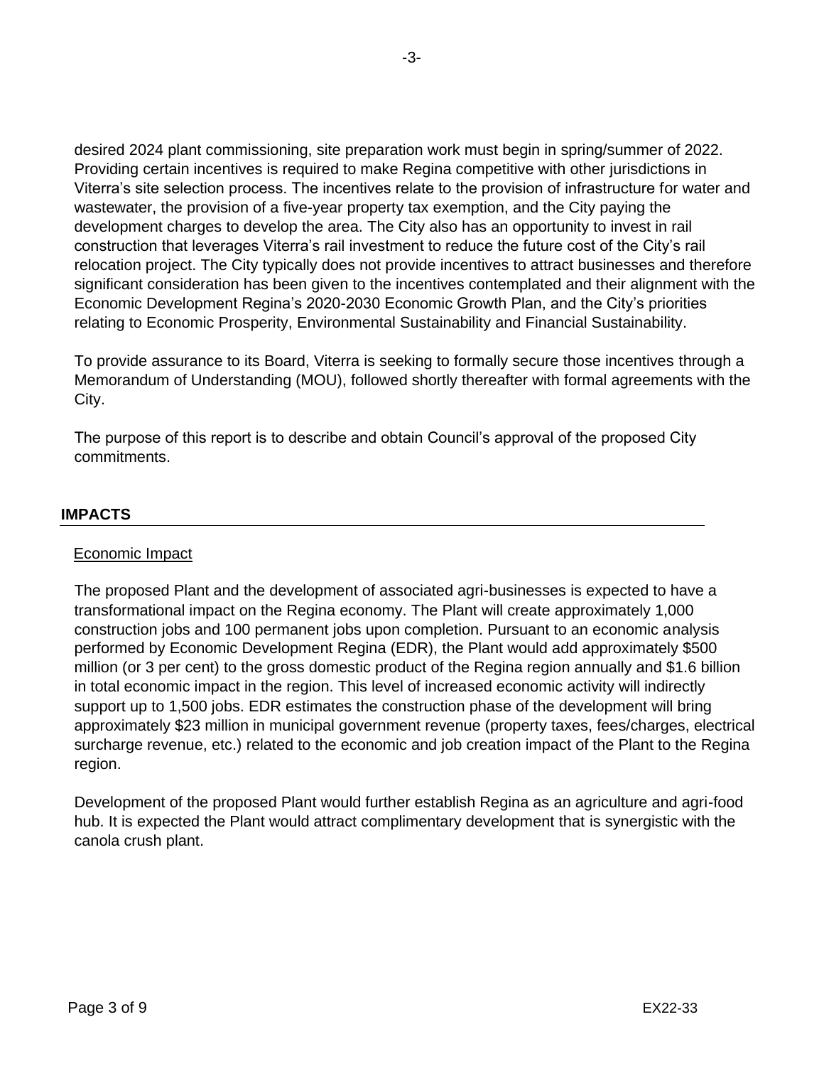desired 2024 plant commissioning, site preparation work must begin in spring/summer of 2022. Providing certain incentives is required to make Regina competitive with other jurisdictions in Viterra's site selection process. The incentives relate to the provision of infrastructure for water and wastewater, the provision of a five-year property tax exemption, and the City paying the development charges to develop the area. The City also has an opportunity to invest in rail construction that leverages Viterra's rail investment to reduce the future cost of the City's rail relocation project. The City typically does not provide incentives to attract businesses and therefore significant consideration has been given to the incentives contemplated and their alignment with the Economic Development Regina's 2020-2030 Economic Growth Plan, and the City's priorities relating to Economic Prosperity, Environmental Sustainability and Financial Sustainability.

To provide assurance to its Board, Viterra is seeking to formally secure those incentives through a Memorandum of Understanding (MOU), followed shortly thereafter with formal agreements with the City.

The purpose of this report is to describe and obtain Council's approval of the proposed City commitments.

## IMPACTS

### Economic Impact

The proposed Plant and the development of associated agri-businesses is expected to have a transformational impact on the Regina economy. The Plant will create approximately 1,000 construction jobs and 100 permanent jobs upon completion. Pursuant to an economic analysis performed by Economic Development Regina (EDR), the Plant would add approximately $500 million (or 3 per cent) to the gross domestic product of the Regina region annually and $1.6 billion in total economic impact in the region. This level of increased economic activity will indirectly support up to 1,500 jobs. EDR estimates the construction phase of the development will bring approximately $23 million in municipal government revenue (property taxes, fees/charges, electrical surcharge revenue, etc.) related to the economic and job creation impact of the Plant to the Regina region.

Development of the proposed Plant would further establish Regina as an agriculture and agri-food hub. It is expected the Plant would attract complimentary development that is synergistic with the canola crush plant.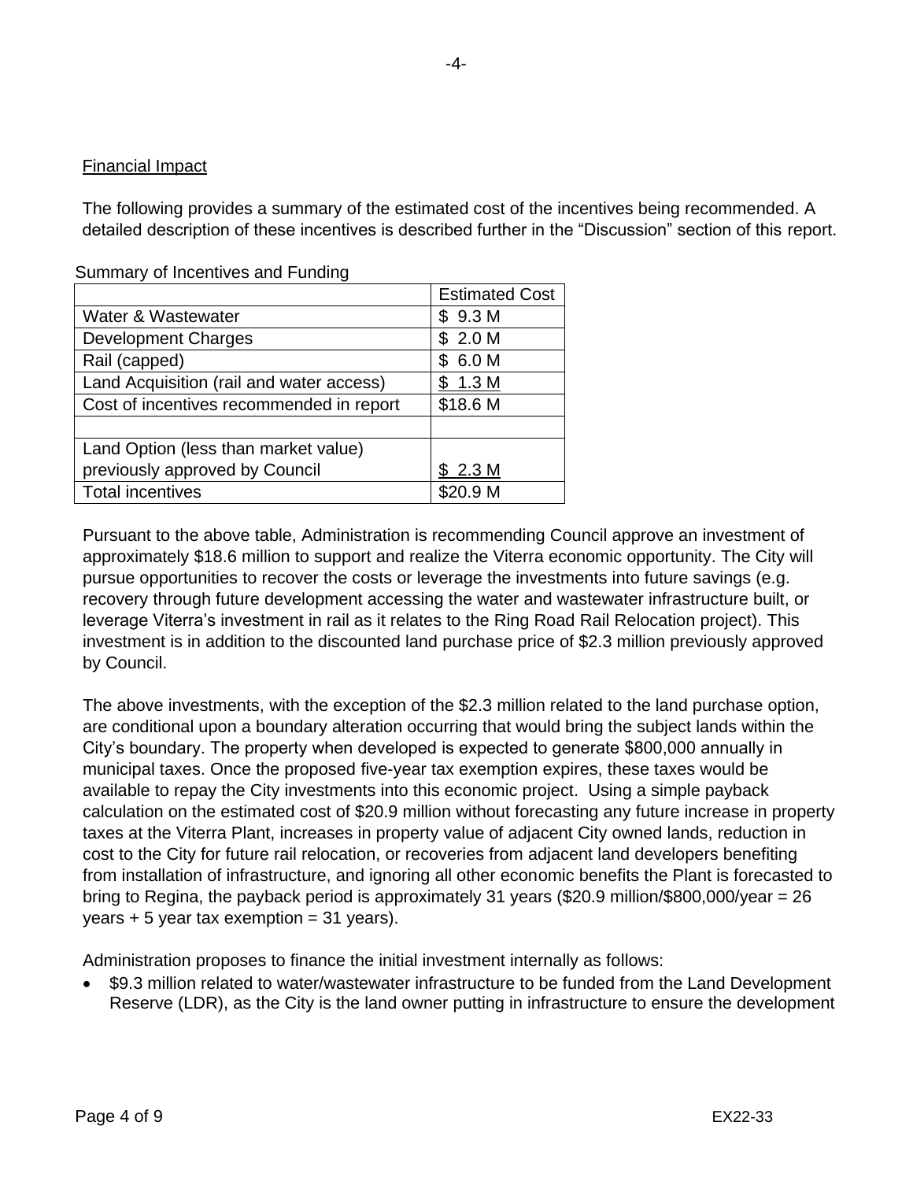## Financial Impact

The following provides a summary of the estimated cost of the incentives being recommended. A detailed description of these incentives is described further in the "Discussion" section of this report.

Summary of Incentives and Funding

| | Estimated Cost |
|---|---|
| Water & Wastewater | $ 9.3 M |
| Development Charges | $ 2.0 M |
| Rail (capped) | $ 6.0 M |
| Land Acquisition (rail and water access) | $ 1.3 M |
| Cost of incentives recommended in report | $18.6 M |
| | |
| Land Option (less than market value) previously approved by Council | $ 2.3 M |
| Total incentives | $20.9 M |

Pursuant to the above table, Administration is recommending Council approve an investment of approximately $18.6 million to support and realize the Viterra economic opportunity. The City will pursue opportunities to recover the costs or leverage the investments into future savings (e.g. recovery through future development accessing the water and wastewater infrastructure built, or leverage Viterra's investment in rail as it relates to the Ring Road Rail Relocation project). This investment is in addition to the discounted land purchase price of $2.3 million previously approved by Council.

The above investments, with the exception of the $2.3 million related to the land purchase option, are conditional upon a boundary alteration occurring that would bring the subject lands within the City's boundary. The property when developed is expected to generate $800,000 annually in municipal taxes. Once the proposed five-year tax exemption expires, these taxes would be available to repay the City investments into this economic project. Using a simple payback calculation on the estimated cost of $20.9 million without forecasting any future increase in property taxes at the Viterra Plant, increases in property value of adjacent City owned lands, reduction in cost to the City for future rail relocation, or recoveries from adjacent land developers benefiting from installation of infrastructure, and ignoring all other economic benefits the Plant is forecasted to bring to Regina, the payback period is approximately 31 years ($20.9 million/$800,000/year = 26 years + 5 year tax exemption = 31 years).

Administration proposes to finance the initial investment internally as follows:

- $9.3 million related to water/wastewater infrastructure to be funded from the Land Development Reserve (LDR), as the City is the land owner putting in infrastructure to ensure the development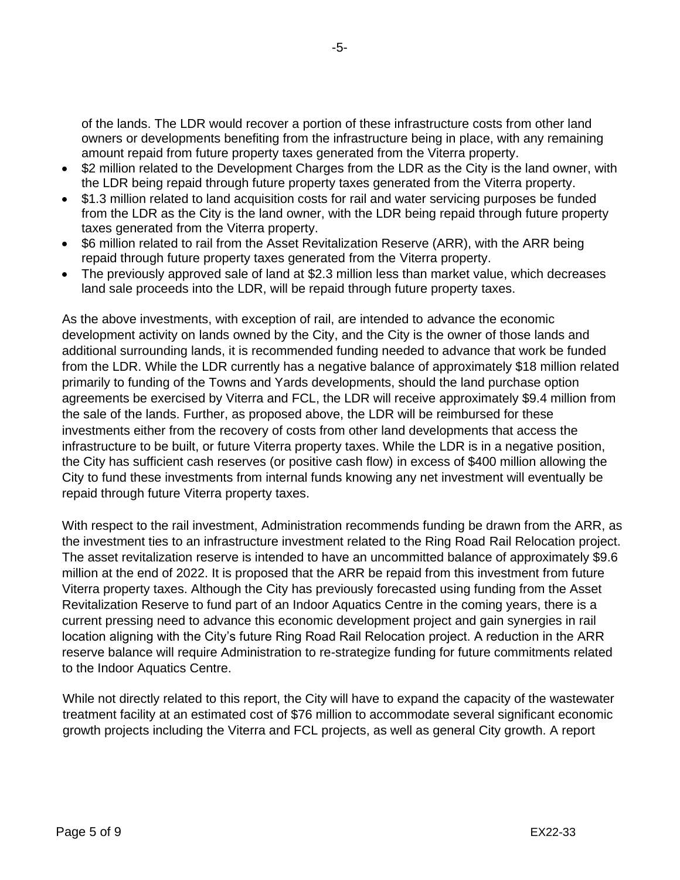of the lands. The LDR would recover a portion of these infrastructure costs from other land owners or developments benefiting from the infrastructure being in place, with any remaining amount repaid from future property taxes generated from the Viterra property.

- $2 million related to the Development Charges from the LDR as the City is the land owner, with the LDR being repaid through future property taxes generated from the Viterra property.
- $1.3 million related to land acquisition costs for rail and water servicing purposes be funded from the LDR as the City is the land owner, with the LDR being repaid through future property taxes generated from the Viterra property.
- $6 million related to rail from the Asset Revitalization Reserve (ARR), with the ARR being repaid through future property taxes generated from the Viterra property.
- The previously approved sale of land at $2.3 million less than market value, which decreases land sale proceeds into the LDR, will be repaid through future property taxes.

As the above investments, with exception of rail, are intended to advance the economic development activity on lands owned by the City, and the City is the owner of those lands and additional surrounding lands, it is recommended funding needed to advance that work be funded from the LDR. While the LDR currently has a negative balance of approximately $18 million related primarily to funding of the Towns and Yards developments, should the land purchase option agreements be exercised by Viterra and FCL, the LDR will receive approximately $9.4 million from the sale of the lands. Further, as proposed above, the LDR will be reimbursed for these investments either from the recovery of costs from other land developments that access the infrastructure to be built, or future Viterra property taxes. While the LDR is in a negative position, the City has sufficient cash reserves (or positive cash flow) in excess of $400 million allowing the City to fund these investments from internal funds knowing any net investment will eventually be repaid through future Viterra property taxes.

With respect to the rail investment, Administration recommends funding be drawn from the ARR, as the investment ties to an infrastructure investment related to the Ring Road Rail Relocation project. The asset revitalization reserve is intended to have an uncommitted balance of approximately $9.6 million at the end of 2022. It is proposed that the ARR be repaid from this investment from future Viterra property taxes. Although the City has previously forecasted using funding from the Asset Revitalization Reserve to fund part of an Indoor Aquatics Centre in the coming years, there is a current pressing need to advance this economic development project and gain synergies in rail location aligning with the City's future Ring Road Rail Relocation project. A reduction in the ARR reserve balance will require Administration to re-strategize funding for future commitments related to the Indoor Aquatics Centre.

While not directly related to this report, the City will have to expand the capacity of the wastewater treatment facility at an estimated cost of $76 million to accommodate several significant economic growth projects including the Viterra and FCL projects, as well as general City growth. A report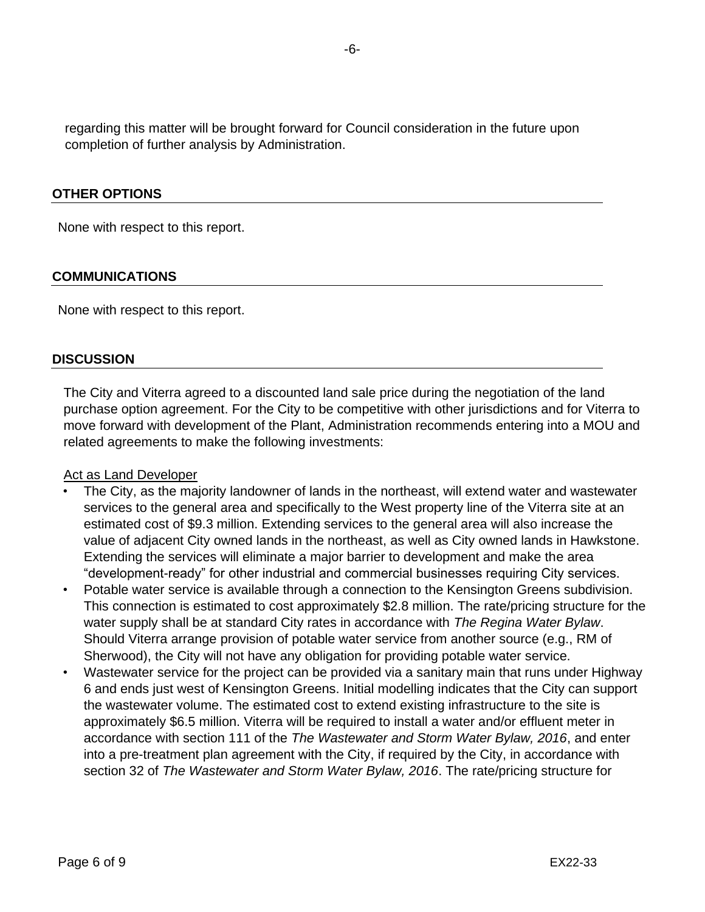regarding this matter will be brought forward for Council consideration in the future upon completion of further analysis by Administration.

## OTHER OPTIONS

None with respect to this report.

## COMMUNICATIONS

None with respect to this report.

## DISCUSSION

The City and Viterra agreed to a discounted land sale price during the negotiation of the land purchase option agreement. For the City to be competitive with other jurisdictions and for Viterra to move forward with development of the Plant, Administration recommends entering into a MOU and related agreements to make the following investments:

Act as Land Developer

- The City, as the majority landowner of lands in the northeast, will extend water and wastewater services to the general area and specifically to the West property line of the Viterra site at an estimated cost of $9.3 million. Extending services to the general area will also increase the value of adjacent City owned lands in the northeast, as well as City owned lands in Hawkstone. Extending the services will eliminate a major barrier to development and make the area "development-ready" for other industrial and commercial businesses requiring City services.
- Potable water service is available through a connection to the Kensington Greens subdivision. This connection is estimated to cost approximately $2.8 million. The rate/pricing structure for the water supply shall be at standard City rates in accordance with *The Regina Water Bylaw*. Should Viterra arrange provision of potable water service from another source (e.g., RM of Sherwood), the City will not have any obligation for providing potable water service.
- Wastewater service for the project can be provided via a sanitary main that runs under Highway 6 and ends just west of Kensington Greens. Initial modelling indicates that the City can support the wastewater volume. The estimated cost to extend existing infrastructure to the site is approximately $6.5 million. Viterra will be required to install a water and/or effluent meter in accordance with section 111 of the *The Wastewater and Storm Water Bylaw, 2016*, and enter into a pre-treatment plan agreement with the City, if required by the City, in accordance with section 32 of *The Wastewater and Storm Water Bylaw, 2016*. The rate/pricing structure for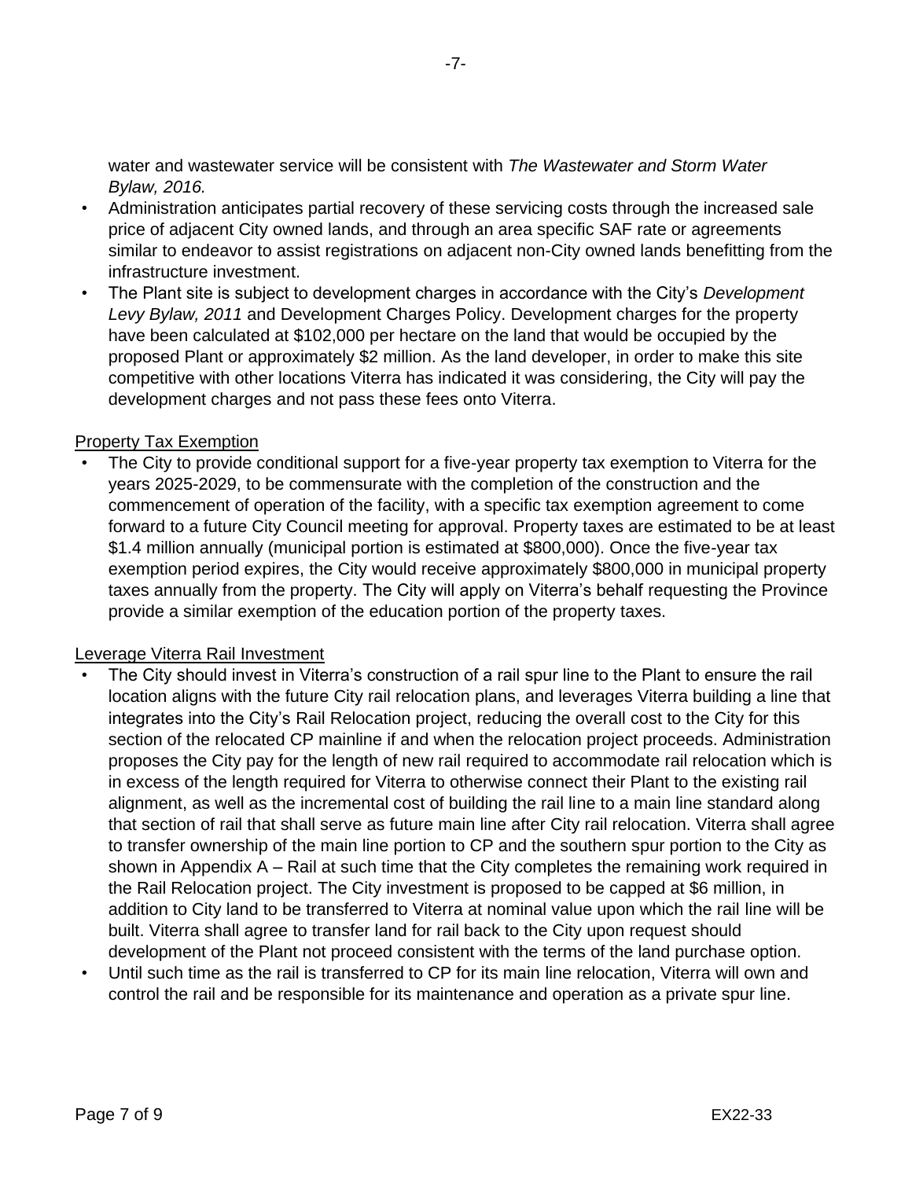water and wastewater service will be consistent with *The Wastewater and Storm Water Bylaw, 2016.*

- Administration anticipates partial recovery of these servicing costs through the increased sale price of adjacent City owned lands, and through an area specific SAF rate or agreements similar to endeavor to assist registrations on adjacent non-City owned lands benefitting from the infrastructure investment.
- The Plant site is subject to development charges in accordance with the City's *Development Levy Bylaw, 2011* and Development Charges Policy. Development charges for the property have been calculated at $102,000 per hectare on the land that would be occupied by the proposed Plant or approximately $2 million. As the land developer, in order to make this site competitive with other locations Viterra has indicated it was considering, the City will pay the development charges and not pass these fees onto Viterra.

<u>Property Tax Exemption</u>

- The City to provide conditional support for a five-year property tax exemption to Viterra for the years 2025-2029, to be commensurate with the completion of the construction and the commencement of operation of the facility, with a specific tax exemption agreement to come forward to a future City Council meeting for approval. Property taxes are estimated to be at least $1.4 million annually (municipal portion is estimated at $800,000). Once the five-year tax exemption period expires, the City would receive approximately $800,000 in municipal property taxes annually from the property. The City will apply on Viterra's behalf requesting the Province provide a similar exemption of the education portion of the property taxes.

<u>Leverage Viterra Rail Investment</u>

- The City should invest in Viterra's construction of a rail spur line to the Plant to ensure the rail location aligns with the future City rail relocation plans, and leverages Viterra building a line that integrates into the City's Rail Relocation project, reducing the overall cost to the City for this section of the relocated CP mainline if and when the relocation project proceeds. Administration proposes the City pay for the length of new rail required to accommodate rail relocation which is in excess of the length required for Viterra to otherwise connect their Plant to the existing rail alignment, as well as the incremental cost of building the rail line to a main line standard along that section of rail that shall serve as future main line after City rail relocation. Viterra shall agree to transfer ownership of the main line portion to CP and the southern spur portion to the City as shown in Appendix A – Rail at such time that the City completes the remaining work required in the Rail Relocation project. The City investment is proposed to be capped at $6 million, in addition to City land to be transferred to Viterra at nominal value upon which the rail line will be built. Viterra shall agree to transfer land for rail back to the City upon request should development of the Plant not proceed consistent with the terms of the land purchase option.
- Until such time as the rail is transferred to CP for its main line relocation, Viterra will own and control the rail and be responsible for its maintenance and operation as a private spur line.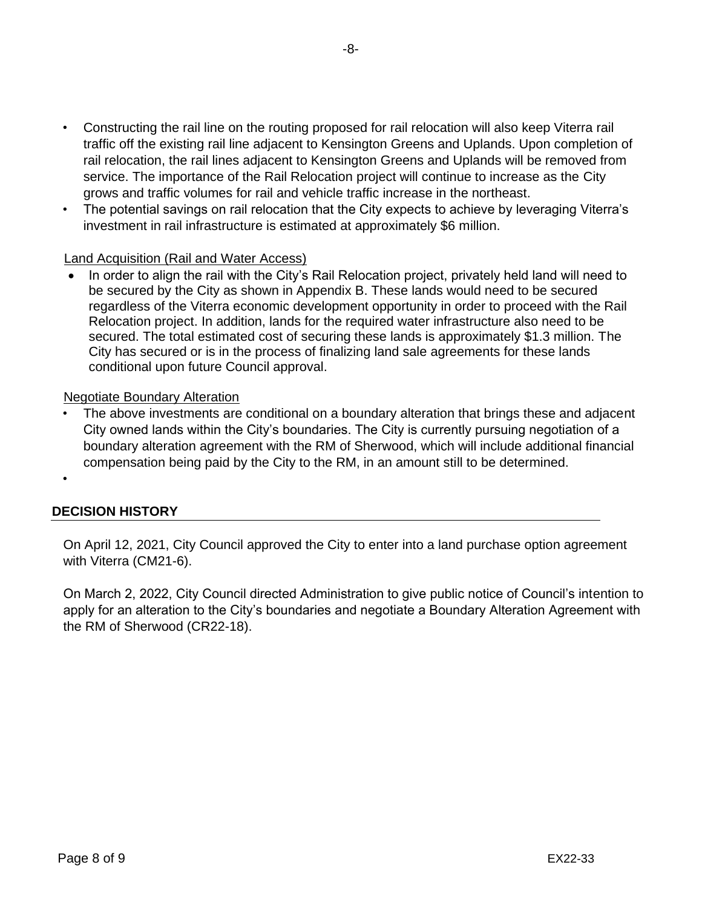- Constructing the rail line on the routing proposed for rail relocation will also keep Viterra rail traffic off the existing rail line adjacent to Kensington Greens and Uplands. Upon completion of rail relocation, the rail lines adjacent to Kensington Greens and Uplands will be removed from service. The importance of the Rail Relocation project will continue to increase as the City grows and traffic volumes for rail and vehicle traffic increase in the northeast.
- The potential savings on rail relocation that the City expects to achieve by leveraging Viterra's investment in rail infrastructure is estimated at approximately $6 million.

<u>Land Acquisition (Rail and Water Access)</u>

- In order to align the rail with the City's Rail Relocation project, privately held land will need to be secured by the City as shown in Appendix B. These lands would need to be secured regardless of the Viterra economic development opportunity in order to proceed with the Rail Relocation project. In addition, lands for the required water infrastructure also need to be secured. The total estimated cost of securing these lands is approximately $1.3 million. The City has secured or is in the process of finalizing land sale agreements for these lands conditional upon future Council approval.

<u>Negotiate Boundary Alteration</u>

- The above investments are conditional on a boundary alteration that brings these and adjacent City owned lands within the City's boundaries. The City is currently pursuing negotiation of a boundary alteration agreement with the RM of Sherwood, which will include additional financial compensation being paid by the City to the RM, in an amount still to be determined.

## DECISION HISTORY

On April 12, 2021, City Council approved the City to enter into a land purchase option agreement with Viterra (CM21-6).

On March 2, 2022, City Council directed Administration to give public notice of Council's intention to apply for an alteration to the City's boundaries and negotiate a Boundary Alteration Agreement with the RM of Sherwood (CR22-18).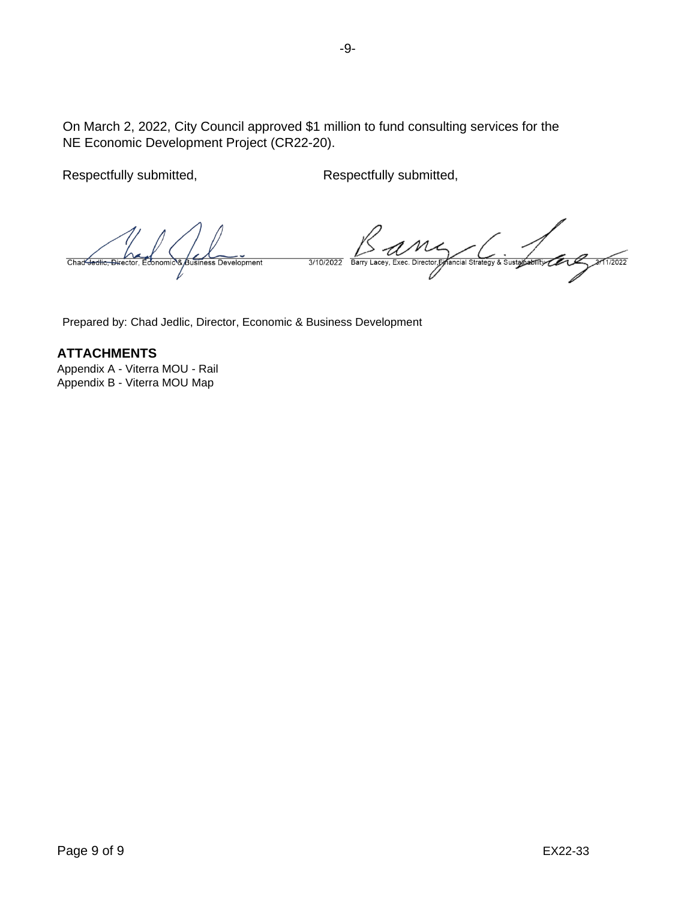On March 2, 2022, City Council approved $1 million to fund consulting services for the NE Economic Development Project (CR22-20).

Respectfully submitted,

Respectfully submitted,

Chad Jedlic, Director, Economic & Business Development 3/10/2022

Barry Lacey, Exec. Director, Financial Strategy & Sustainability 3/11/2022

Prepared by: Chad Jedlic, Director, Economic & Business Development

**ATTACHMENTS**

Appendix A - Viterra MOU - Rail
Appendix B - Viterra MOU Map